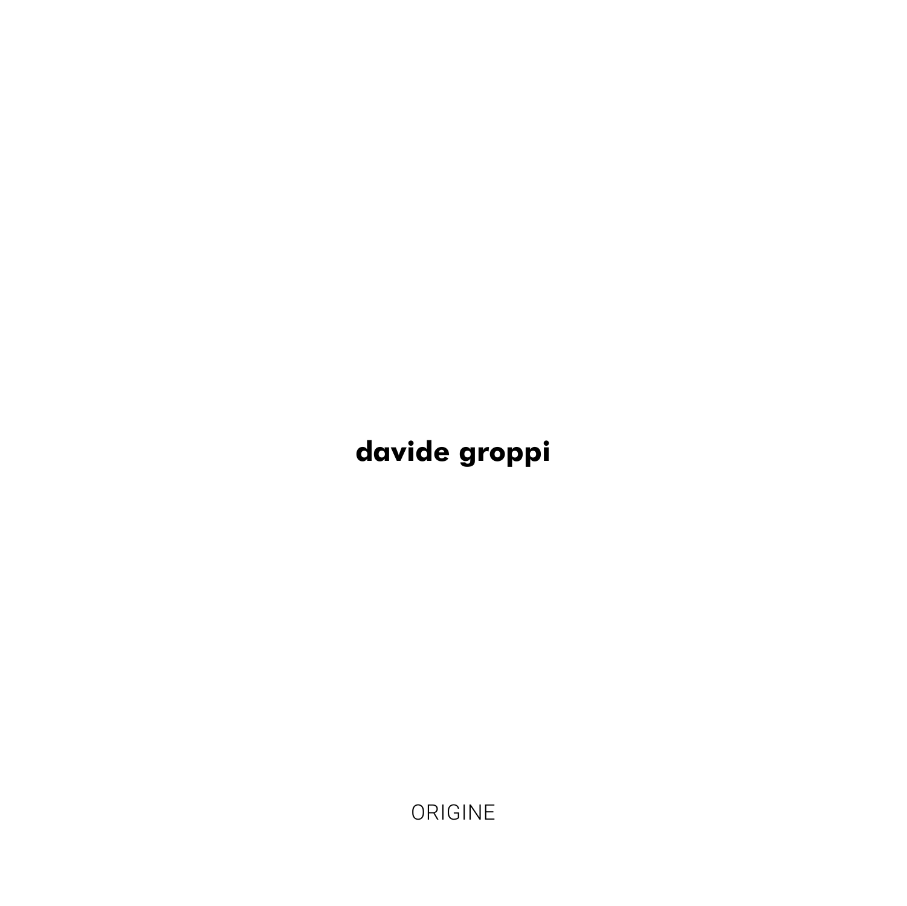# davide groppi

ORIGINE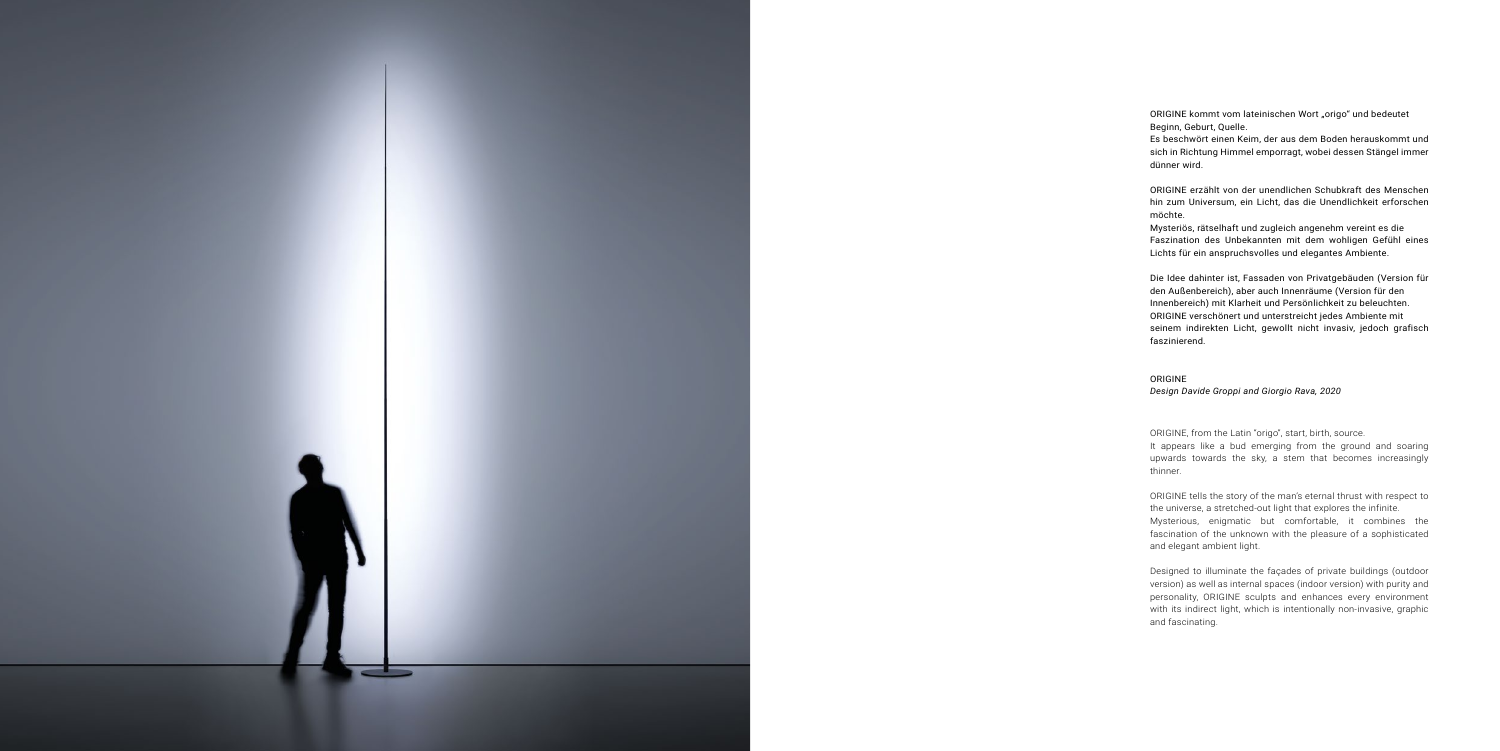ORIGINE kommt vom lateinischen Wort „origo" und bedeutet Beginn, Geburt, Quelle.
Es beschwört einen Keim, der aus dem Boden herauskommt und sich in Richtung Himmel emporragt, wobei dessen Stängel immer dünner wird.

ORIGINE erzählt von der unendlichen Schubkraft des Menschen hin zum Universum, ein Licht, das die Unendlichkeit erforschen möchte.
Mysteriös, rätselhaft und zugleich angenehm vereint es die Faszination des Unbekannten mit dem wohligen Gefühl eines Lichts für ein anspruchsvolles und elegantes Ambiente.

Die Idee dahinter ist, Fassaden von Privatgebäuden (Version für den Außenbereich), aber auch Innenräume (Version für den Innenbereich) mit Klarheit und Persönlichkeit zu beleuchten.
ORIGINE verschönert und unterstreicht jedes Ambiente mit seinem indirekten Licht, gewollt nicht invasiv, jedoch grafisch faszinierend.

ORIGINE
*Design Davide Groppi and Giorgio Rava, 2020*

ORIGINE, from the Latin "origo", start, birth, source.
It appears like a bud emerging from the ground and soaring upwards towards the sky, a stem that becomes increasingly thinner.

ORIGINE tells the story of the man's eternal thrust with respect to the universe, a stretched-out light that explores the infinite.
Mysterious, enigmatic but comfortable, it combines the fascination of the unknown with the pleasure of a sophisticated and elegant ambient light.

Designed to illuminate the façades of private buildings (outdoor version) as well as internal spaces (indoor version) with purity and personality, ORIGINE sculpts and enhances every environment with its indirect light, which is intentionally non-invasive, graphic and fascinating.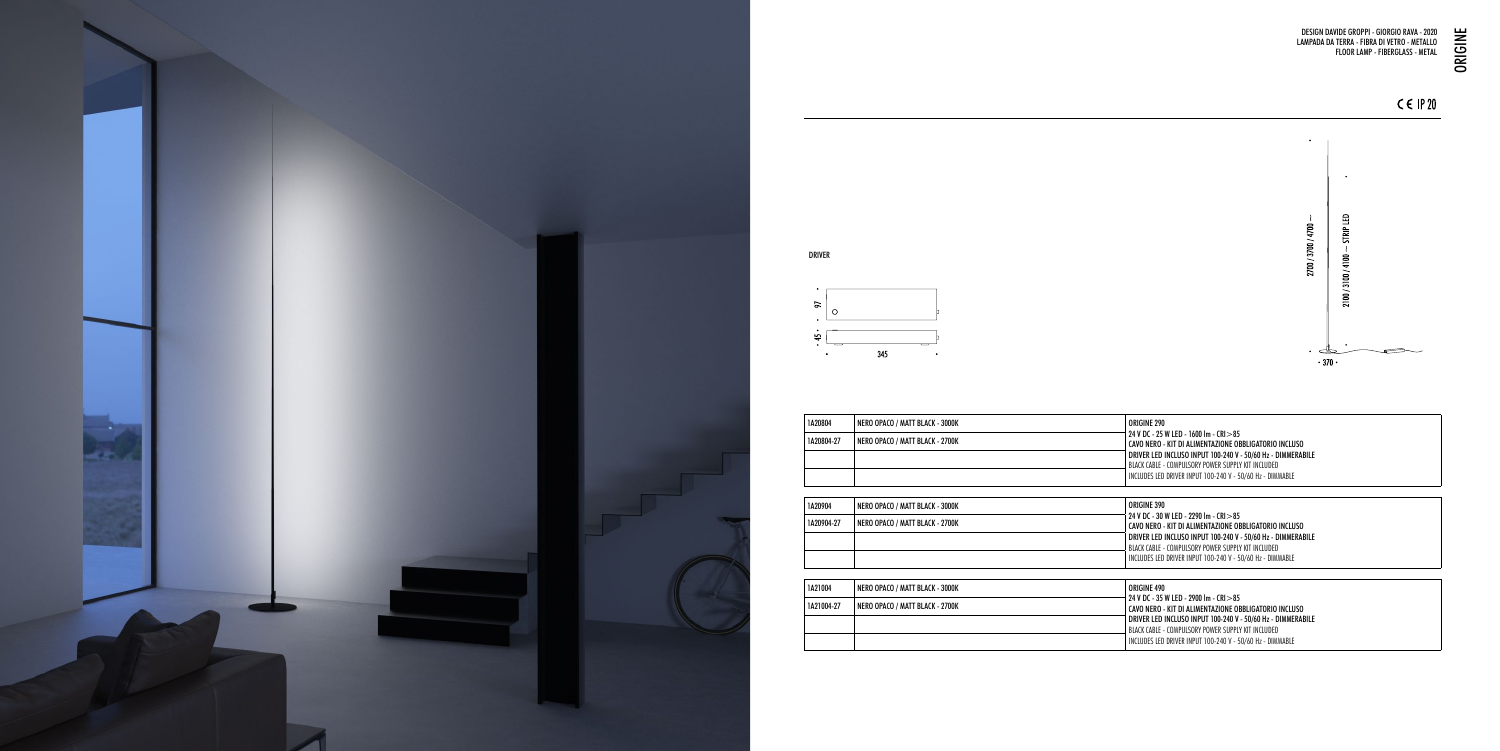# ORIGINE

DESIGN DAVIDE GROPPI - GIORGIO RAVA - 2020
LAMPADA DA TERRA - FIBRA DI VETRO - METALLO
FLOOR LAMP - FIBERGLASS - METAL

CE IP 20

DRIVER

97
45
345

2700 / 3700 / 4700
2100 / 3100 / 4100 — STRIP LED
370

| 1A20804 | NERO OPACO / MATT BLACK - 3000K | ORIGINE 290<br>24 V DC - 25 W LED - 1600 lm - CRI>85<br>CAVO NERO - KIT DI ALIMENTAZIONE OBBLIGATORIO INCLUSO<br>DRIVER LED INCLUSO INPUT 100-240 V - 50/60 Hz - DIMMERABILE<br>BLACK CABLE - COMPULSORY POWER SUPPLY KIT INCLUDED<br>INCLUDES LED DRIVER INPUT 100-240 V - 50/60 Hz - DIMMABLE |
|---|---|---|
| 1A20804-27 | NERO OPACO / MATT BLACK - 2700K | |
| | | |
| | | |

| 1A20904 | NERO OPACO / MATT BLACK - 3000K | ORIGINE 390<br>24 V DC - 30 W LED - 2290 lm - CRI>85<br>CAVO NERO - KIT DI ALIMENTAZIONE OBBLIGATORIO INCLUSO<br>DRIVER LED INCLUSO INPUT 100-240 V - 50/60 Hz - DIMMERABILE<br>BLACK CABLE - COMPULSORY POWER SUPPLY KIT INCLUDED<br>INCLUDES LED DRIVER INPUT 100-240 V - 50/60 Hz - DIMMABLE |
|---|---|---|
| 1A20904-27 | NERO OPACO / MATT BLACK - 2700K | |
| | | |
| | | |

| 1A21004 | NERO OPACO / MATT BLACK - 3000K | ORIGINE 490<br>24 V DC - 35 W LED - 2900 lm - CRI>85<br>CAVO NERO - KIT DI ALIMENTAZIONE OBBLIGATORIO INCLUSO<br>DRIVER LED INCLUSO INPUT 100-240 V - 50/60 Hz - DIMMERABILE<br>BLACK CABLE - COMPULSORY POWER SUPPLY KIT INCLUDED<br>INCLUDES LED DRIVER INPUT 100-240 V - 50/60 Hz - DIMMABLE |
|---|---|---|
| 1A21004-27 | NERO OPACO / MATT BLACK - 2700K | |
| | | |
| | | |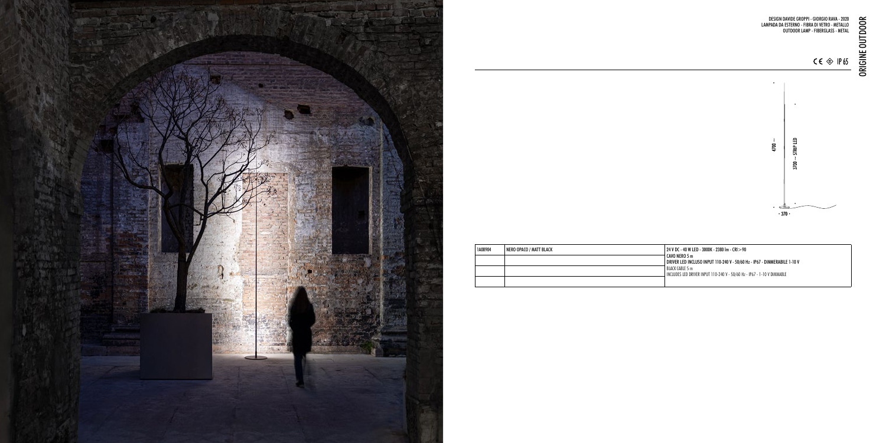# ORIGINE OUTDOOR

DESIGN DAVIDE GROPPI - GIORGIO RAVA - 2020
LAMPADA DA ESTERNO - FIBRA DI VETRO - METALLO
OUTDOOR LAMP - FIBERGLASS - METAL

CE IP 65

4700 — 3700 — STRIP LED

370

| 1A08904 | NERO OPACO / MATT BLACK | 24 V DC - 40 W LED - 3000K - 2380 lm - CRI>90<br>CAVO NERO 5 m<br>DRIVER LED INCLUSO INPUT 110-240 V - 50/60 Hz - IP67 - DIMMERABILE 1-10 V<br>BLACK CABLE 5 m<br>INCLUDES LED DRIVER INPUT 110-240 V - 50/60 Hz - IP67 - 1-10 V DIMMABLE |
|---|---|---|
| | | |
| | | |
| | | |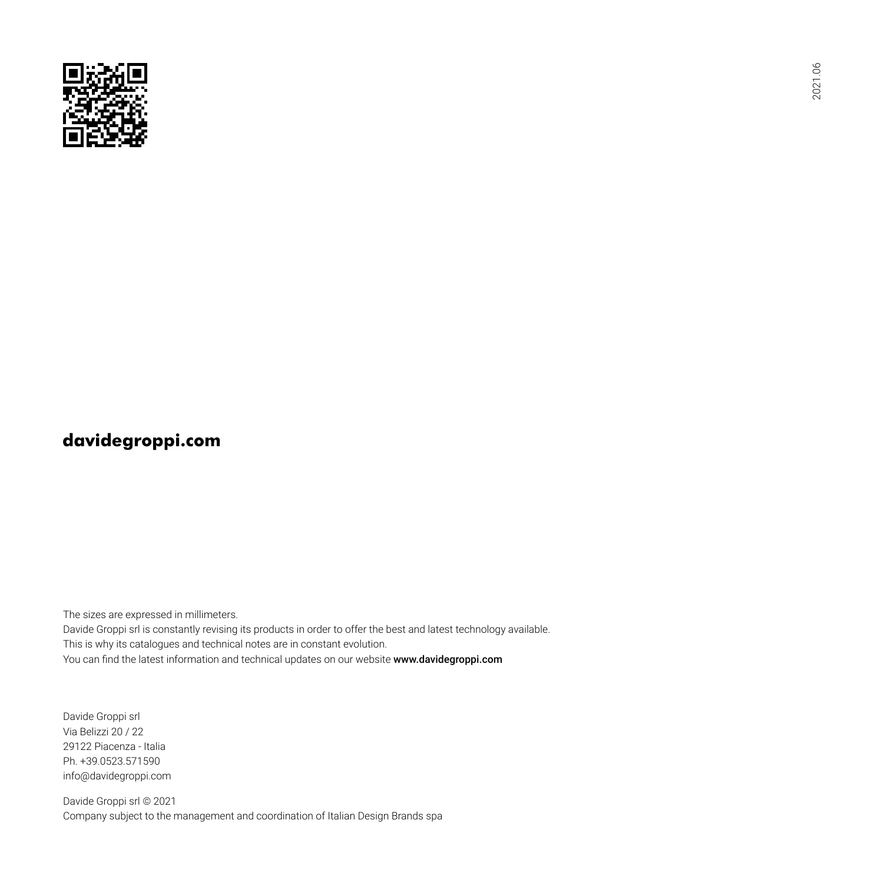2021.06

**davidegroppi.com**

The sizes are expressed in millimeters.
Davide Groppi srl is constantly revising its products in order to offer the best and latest technology available.
This is why its catalogues and technical notes are in constant evolution.
You can find the latest information and technical updates on our website **www.davidegroppi.com**

Davide Groppi srl
Via Belizzi 20 / 22
29122 Piacenza - Italia
Ph. +39.0523.571590
info@davidegroppi.com

Davide Groppi srl © 2021
Company subject to the management and coordination of Italian Design Brands spa